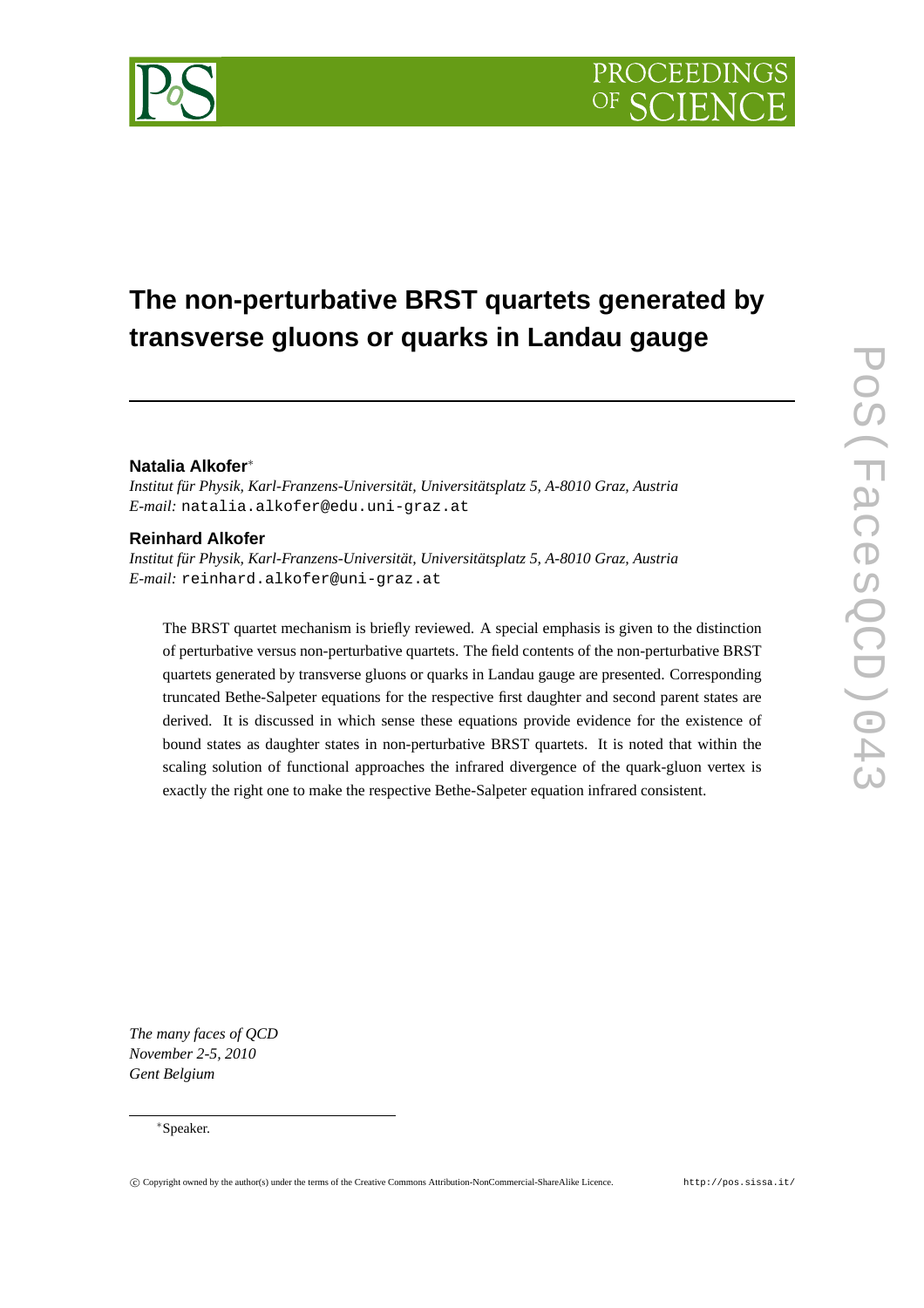# The non-perturbative BRST quartets generated by transverse gluons or quarks in Landau gauge

**Natalia Alkofer***

*Institut für Physik, Karl-Franzens-Universität, Universitätsplatz 5, A-8010 Graz, Austria*
*E-mail:* natalia.alkofer@edu.uni-graz.at

**Reinhard Alkofer**

*Institut für Physik, Karl-Franzens-Universität, Universitätsplatz 5, A-8010 Graz, Austria*
*E-mail:* reinhard.alkofer@uni-graz.at

The BRST quartet mechanism is briefly reviewed. A special emphasis is given to the distinction of perturbative versus non-perturbative quartets. The field contents of the non-perturbative BRST quartets generated by transverse gluons or quarks in Landau gauge are presented. Corresponding truncated Bethe-Salpeter equations for the respective first daughter and second parent states are derived. It is discussed in which sense these equations provide evidence for the existence of bound states as daughter states in non-perturbative BRST quartets. It is noted that within the scaling solution of functional approaches the infrared divergence of the quark-gluon vertex is exactly the right one to make the respective Bethe-Salpeter equation infrared consistent.

*The many faces of QCD*
*November 2-5, 2010*
*Gent Belgium*

*Speaker.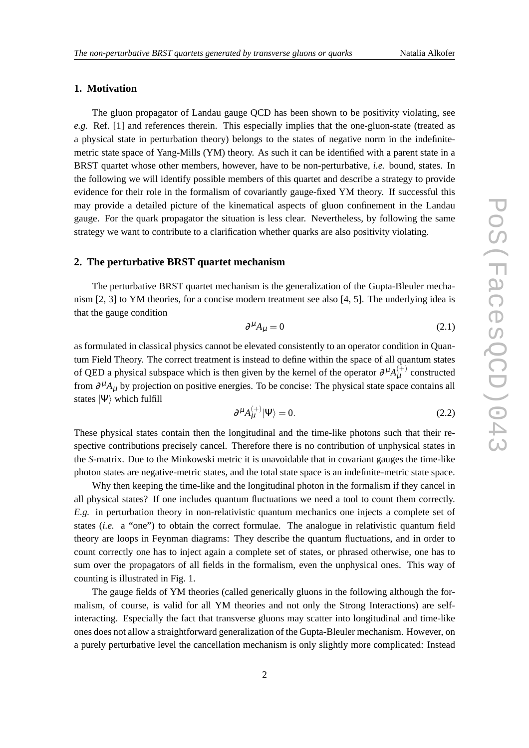## 1. Motivation

The gluon propagator of Landau gauge QCD has been shown to be positivity violating, see *e.g.* Ref. [1] and references therein. This especially implies that the one-gluon-state (treated as a physical state in perturbation theory) belongs to the states of negative norm in the indefinite-metric state space of Yang-Mills (YM) theory. As such it can be identified with a parent state in a BRST quartet whose other members, however, have to be non-perturbative, *i.e.* bound, states. In the following we will identify possible members of this quartet and describe a strategy to provide evidence for their role in the formalism of covariantly gauge-fixed YM theory. If successful this may provide a detailed picture of the kinematical aspects of gluon confinement in the Landau gauge. For the quark propagator the situation is less clear. Nevertheless, by following the same strategy we want to contribute to a clarification whether quarks are also positivity violating.

## 2. The perturbative BRST quartet mechanism

The perturbative BRST quartet mechanism is the generalization of the Gupta-Bleuler mechanism [2, 3] to YM theories, for a concise modern treatment see also [4, 5]. The underlying idea is that the gauge condition

$$\partial^\mu A_\mu = 0 \tag{2.1}$$

as formulated in classical physics cannot be elevated consistently to an operator condition in Quantum Field Theory. The correct treatment is instead to define within the space of all quantum states of QED a physical subspace which is then given by the kernel of the operator $\partial^\mu A_\mu^{(+)}$ constructed from $\partial^\mu A_\mu$ by projection on positive energies. To be concise: The physical state space contains all states $|\Psi\rangle$ which fulfill

$$\partial^\mu A_\mu^{(+)} |\Psi\rangle = 0. \tag{2.2}$$

These physical states contain then the longitudinal and the time-like photons such that their respective contributions precisely cancel. Therefore there is no contribution of unphysical states in the *S*-matrix. Due to the Minkowski metric it is unavoidable that in covariant gauges the time-like photon states are negative-metric states, and the total state space is an indefinite-metric state space.

Why then keeping the time-like and the longitudinal photon in the formalism if they cancel in all physical states? If one includes quantum fluctuations we need a tool to count them correctly. *E.g.* in perturbation theory in non-relativistic quantum mechanics one injects a complete set of states (*i.e.* a "one") to obtain the correct formulae. The analogue in relativistic quantum field theory are loops in Feynman diagrams: They describe the quantum fluctuations, and in order to count correctly one has to inject again a complete set of states, or phrased otherwise, one has to sum over the propagators of all fields in the formalism, even the unphysical ones. This way of counting is illustrated in Fig. 1.

The gauge fields of YM theories (called generically gluons in the following although the formalism, of course, is valid for all YM theories and not only the Strong Interactions) are self-interacting. Especially the fact that transverse gluons may scatter into longitudinal and time-like ones does not allow a straightforward generalization of the Gupta-Bleuler mechanism. However, on a purely perturbative level the cancellation mechanism is only slightly more complicated: Instead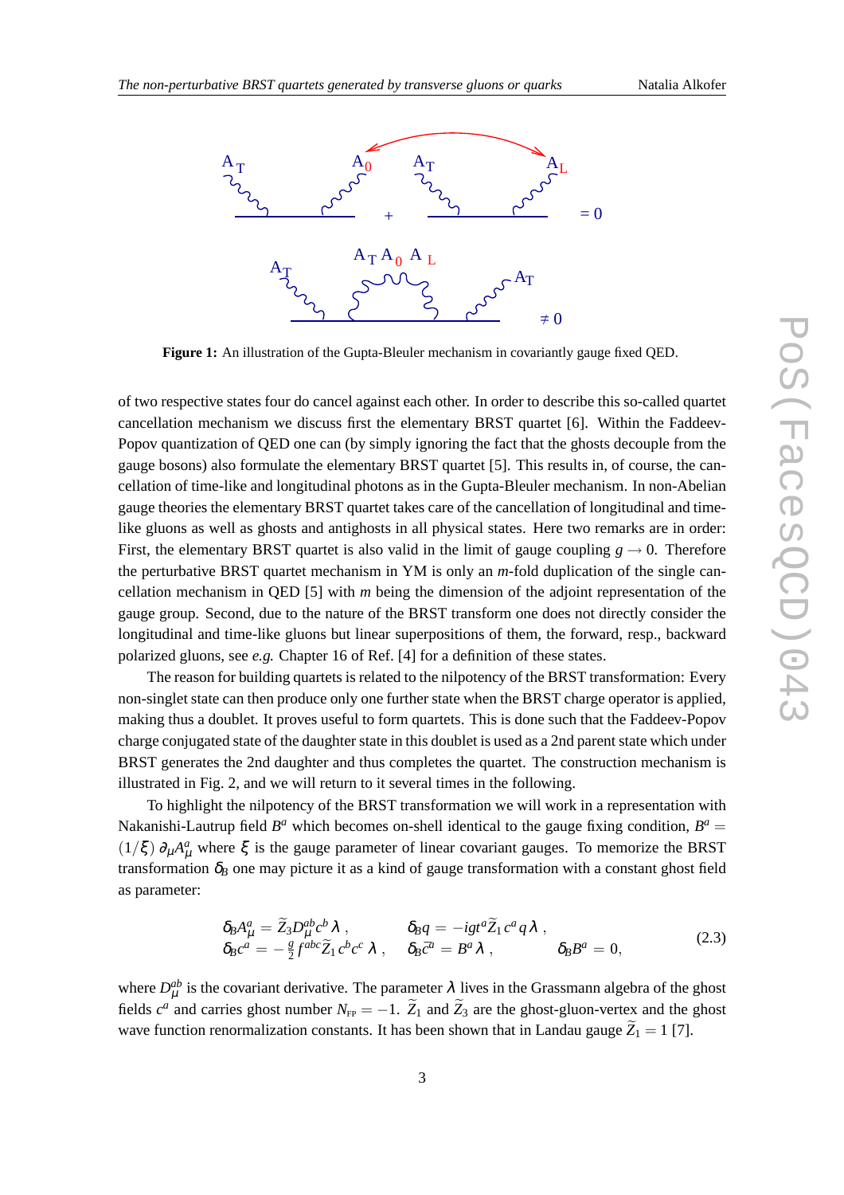**Figure 1:** An illustration of the Gupta-Bleuler mechanism in covariantly gauge fixed QED.

of two respective states four do cancel against each other. In order to describe this so-called quartet cancellation mechanism we discuss first the elementary BRST quartet [6]. Within the Faddeev-Popov quantization of QED one can (by simply ignoring the fact that the ghosts decouple from the gauge bosons) also formulate the elementary BRST quartet [5]. This results in, of course, the cancellation of time-like and longitudinal photons as in the Gupta-Bleuler mechanism. In non-Abelian gauge theories the elementary BRST quartet takes care of the cancellation of longitudinal and time-like gluons as well as ghosts and antighosts in all physical states. Here two remarks are in order: First, the elementary BRST quartet is also valid in the limit of gauge coupling $g \to 0$. Therefore the perturbative BRST quartet mechanism in YM is only an $m$-fold duplication of the single cancellation mechanism in QED [5] with $m$ being the dimension of the adjoint representation of the gauge group. Second, due to the nature of the BRST transform one does not directly consider the longitudinal and time-like gluons but linear superpositions of them, the forward, resp., backward polarized gluons, see *e.g.* Chapter 16 of Ref. [4] for a definition of these states.

The reason for building quartets is related to the nilpotency of the BRST transformation: Every non-singlet state can then produce only one further state when the BRST charge operator is applied, making thus a doublet. It proves useful to form quartets. This is done such that the Faddeev-Popov charge conjugated state of the daughter state in this doublet is used as a 2nd parent state which under BRST generates the 2nd daughter and thus completes the quartet. The construction mechanism is illustrated in Fig. 2, and we will return to it several times in the following.

To highlight the nilpotency of the BRST transformation we will work in a representation with Nakanishi-Lautrup field $B^a$ which becomes on-shell identical to the gauge fixing condition, $B^a = (1/\xi)\,\partial_\mu A^a_\mu$ where $\xi$ is the gauge parameter of linear covariant gauges. To memorize the BRST transformation $\delta_B$ one may picture it as a kind of gauge transformation with a constant ghost field as parameter:

$$
\begin{aligned}
\delta_B A^a_\mu &= \widetilde{Z}_3 D^{ab}_\mu c^b \lambda\,, & \delta_B q &= -igt^a \widetilde{Z}_1\, c^a\, q\, \lambda\,, & & \\
\delta_B c^a &= -\tfrac{g}{2} f^{abc} \widetilde{Z}_1\, c^b c^c\, \lambda\,, & \delta_B \bar{c}^a &= B^a \lambda\,, & \delta_B B^a &= 0,
\end{aligned}
\tag{2.3}
$$

where $D^{ab}_\mu$ is the covariant derivative. The parameter $\lambda$ lives in the Grassmann algebra of the ghost fields $c^a$ and carries ghost number $N_{\text{FP}} = -1$. $\widetilde{Z}_1$ and $\widetilde{Z}_3$ are the ghost-gluon-vertex and the ghost wave function renormalization constants. It has been shown that in Landau gauge $\widetilde{Z}_1 = 1$ [7].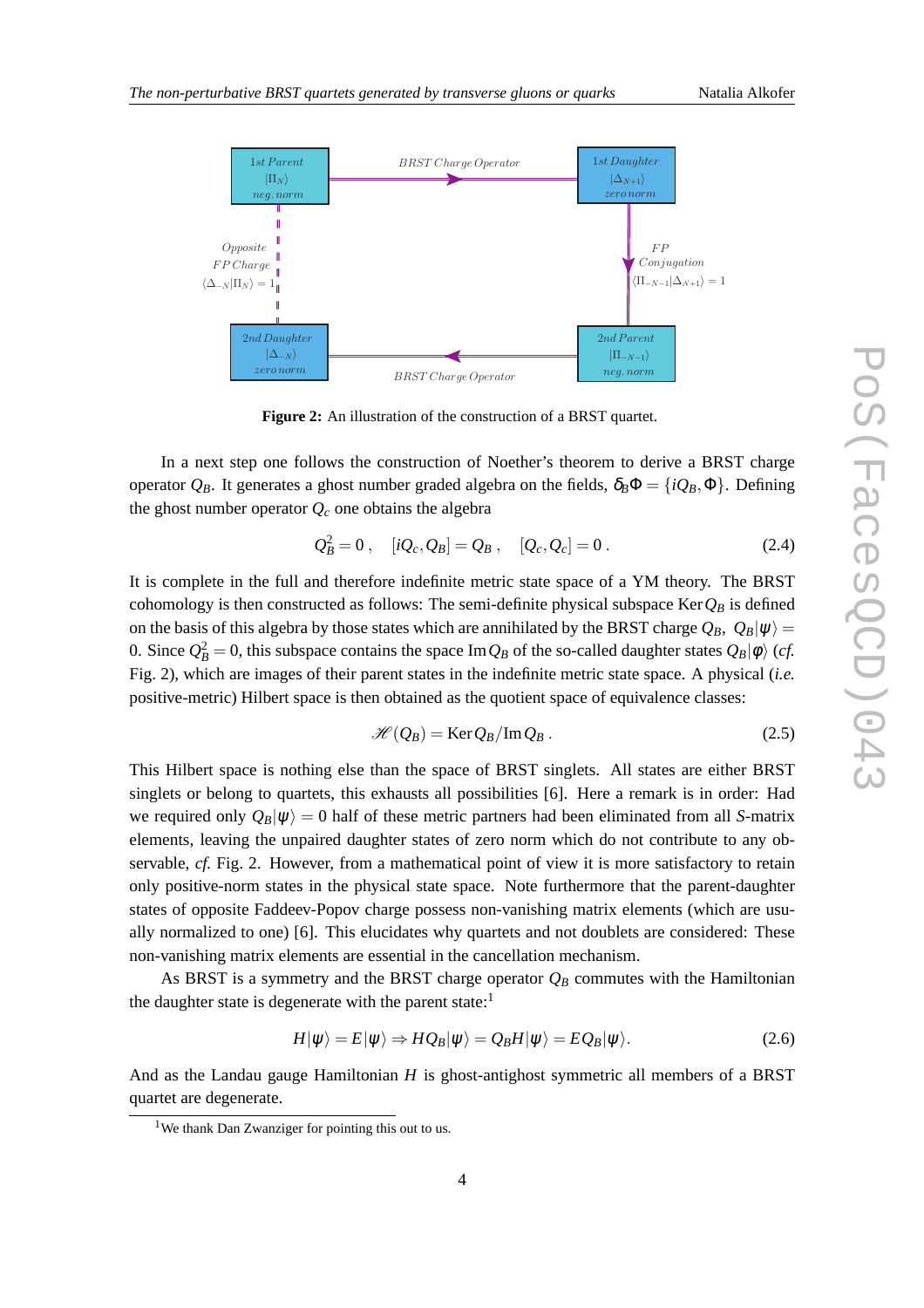**Figure 2:** An illustration of the construction of a BRST quartet.

In a next step one follows the construction of Noether's theorem to derive a BRST charge operator $Q_B$. It generates a ghost number graded algebra on the fields, $\delta_B \Phi = \{iQ_B, \Phi\}$. Defining the ghost number operator $Q_c$ one obtains the algebra

$$Q_B^2 = 0 \,, \quad [iQ_c, Q_B] = Q_B \,, \quad [Q_c, Q_c] = 0 \,. \tag{2.4}$$

It is complete in the full and therefore indefinite metric state space of a YM theory. The BRST cohomology is then constructed as follows: The semi-definite physical subspace $\mathrm{Ker}\, Q_B$ is defined on the basis of this algebra by those states which are annihilated by the BRST charge $Q_B$, $Q_B|\psi\rangle = 0$. Since $Q_B^2 = 0$, this subspace contains the space $\mathrm{Im}\, Q_B$ of the so-called daughter states $Q_B|\phi\rangle$ (*cf.* Fig. 2), which are images of their parent states in the indefinite metric state space. A physical (*i.e.* positive-metric) Hilbert space is then obtained as the quotient space of equivalence classes:

$$\mathscr{H}(Q_B) = \mathrm{Ker}\, Q_B / \mathrm{Im}\, Q_B \,. \tag{2.5}$$

This Hilbert space is nothing else than the space of BRST singlets. All states are either BRST singlets or belong to quartets, this exhausts all possibilities [6]. Here a remark is in order: Had we required only $Q_B|\psi\rangle = 0$ half of these metric partners had been eliminated from all *S*-matrix elements, leaving the unpaired daughter states of zero norm which do not contribute to any observable, *cf.* Fig. 2. However, from a mathematical point of view it is more satisfactory to retain only positive-norm states in the physical state space. Note furthermore that the parent-daughter states of opposite Faddeev-Popov charge possess non-vanishing matrix elements (which are usually normalized to one) [6]. This elucidates why quartets and not doublets are considered: These non-vanishing matrix elements are essential in the cancellation mechanism.

As BRST is a symmetry and the BRST charge operator $Q_B$ commutes with the Hamiltonian the daughter state is degenerate with the parent state:[1]

$$H|\psi\rangle = E|\psi\rangle \Rightarrow HQ_B|\psi\rangle = Q_B H|\psi\rangle = EQ_B|\psi\rangle . \tag{2.6}$$

And as the Landau gauge Hamiltonian $H$ is ghost-antighost symmetric all members of a BRST quartet are degenerate.

[1] We thank Dan Zwanziger for pointing this out to us.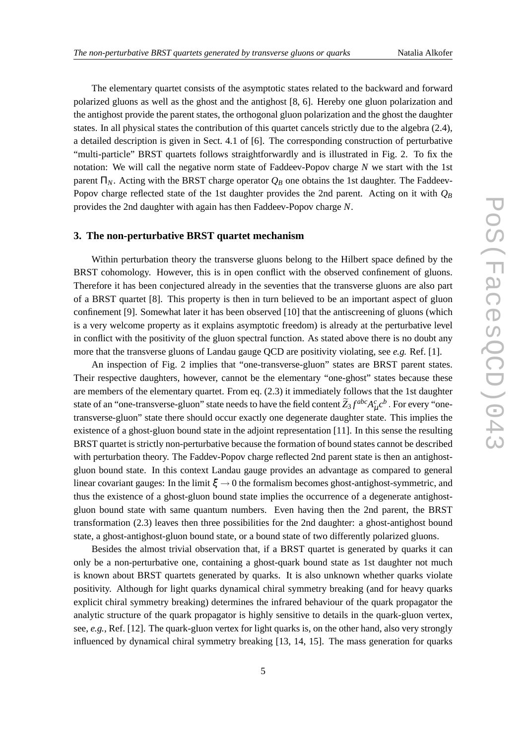The elementary quartet consists of the asymptotic states related to the backward and forward polarized gluons as well as the ghost and the antighost [8, 6]. Hereby one gluon polarization and the antighost provide the parent states, the orthogonal gluon polarization and the ghost the daughter states. In all physical states the contribution of this quartet cancels strictly due to the algebra (2.4), a detailed description is given in Sect. 4.1 of [6]. The corresponding construction of perturbative "multi-particle" BRST quartets follows straightforwardly and is illustrated in Fig. 2. To fix the notation: We will call the negative norm state of Faddeev-Popov charge $N$ we start with the 1st parent $\Pi_N$. Acting with the BRST charge operator $Q_B$ one obtains the 1st daughter. The Faddeev-Popov charge reflected state of the 1st daughter provides the 2nd parent. Acting on it with $Q_B$ provides the 2nd daughter with again has then Faddeev-Popov charge $N$.

## 3. The non-perturbative BRST quartet mechanism

Within perturbation theory the transverse gluons belong to the Hilbert space defined by the BRST cohomology. However, this is in open conflict with the observed confinement of gluons. Therefore it has been conjectured already in the seventies that the transverse gluons are also part of a BRST quartet [8]. This property is then in turn believed to be an important aspect of gluon confinement [9]. Somewhat later it has been observed [10] that the antiscreening of gluons (which is a very welcome property as it explains asymptotic freedom) is already at the perturbative level in conflict with the positivity of the gluon spectral function. As stated above there is no doubt any more that the transverse gluons of Landau gauge QCD are positivity violating, see *e.g.* Ref. [1].

An inspection of Fig. 2 implies that "one-transverse-gluon" states are BRST parent states. Their respective daughters, however, cannot be the elementary "one-ghost" states because these are members of the elementary quartet. From eq. (2.3) it immediately follows that the 1st daughter state of an "one-transverse-gluon" state needs to have the field content $\widetilde{Z}_3 f^{abc} A^c_\mu c^b$. For every "one-transverse-gluon" state there should occur exactly one degenerate daughter state. This implies the existence of a ghost-gluon bound state in the adjoint representation [11]. In this sense the resulting BRST quartet is strictly non-perturbative because the formation of bound states cannot be described with perturbation theory. The Faddev-Popov charge reflected 2nd parent state is then an antighost-gluon bound state. In this context Landau gauge provides an advantage as compared to general linear covariant gauges: In the limit $\xi \to 0$ the formalism becomes ghost-antighost-symmetric, and thus the existence of a ghost-gluon bound state implies the occurrence of a degenerate antighost-gluon bound state with same quantum numbers. Even having then the 2nd parent, the BRST transformation (2.3) leaves then three possibilities for the 2nd daughter: a ghost-antighost bound state, a ghost-antighost-gluon bound state, or a bound state of two differently polarized gluons.

Besides the almost trivial observation that, if a BRST quartet is generated by quarks it can only be a non-perturbative one, containing a ghost-quark bound state as 1st daughter not much is known about BRST quartets generated by quarks. It is also unknown whether quarks violate positivity. Although for light quarks dynamical chiral symmetry breaking (and for heavy quarks explicit chiral symmetry breaking) determines the infrared behaviour of the quark propagator the analytic structure of the quark propagator is highly sensitive to details in the quark-gluon vertex, see, *e.g.*, Ref. [12]. The quark-gluon vertex for light quarks is, on the other hand, also very strongly influenced by dynamical chiral symmetry breaking [13, 14, 15]. The mass generation for quarks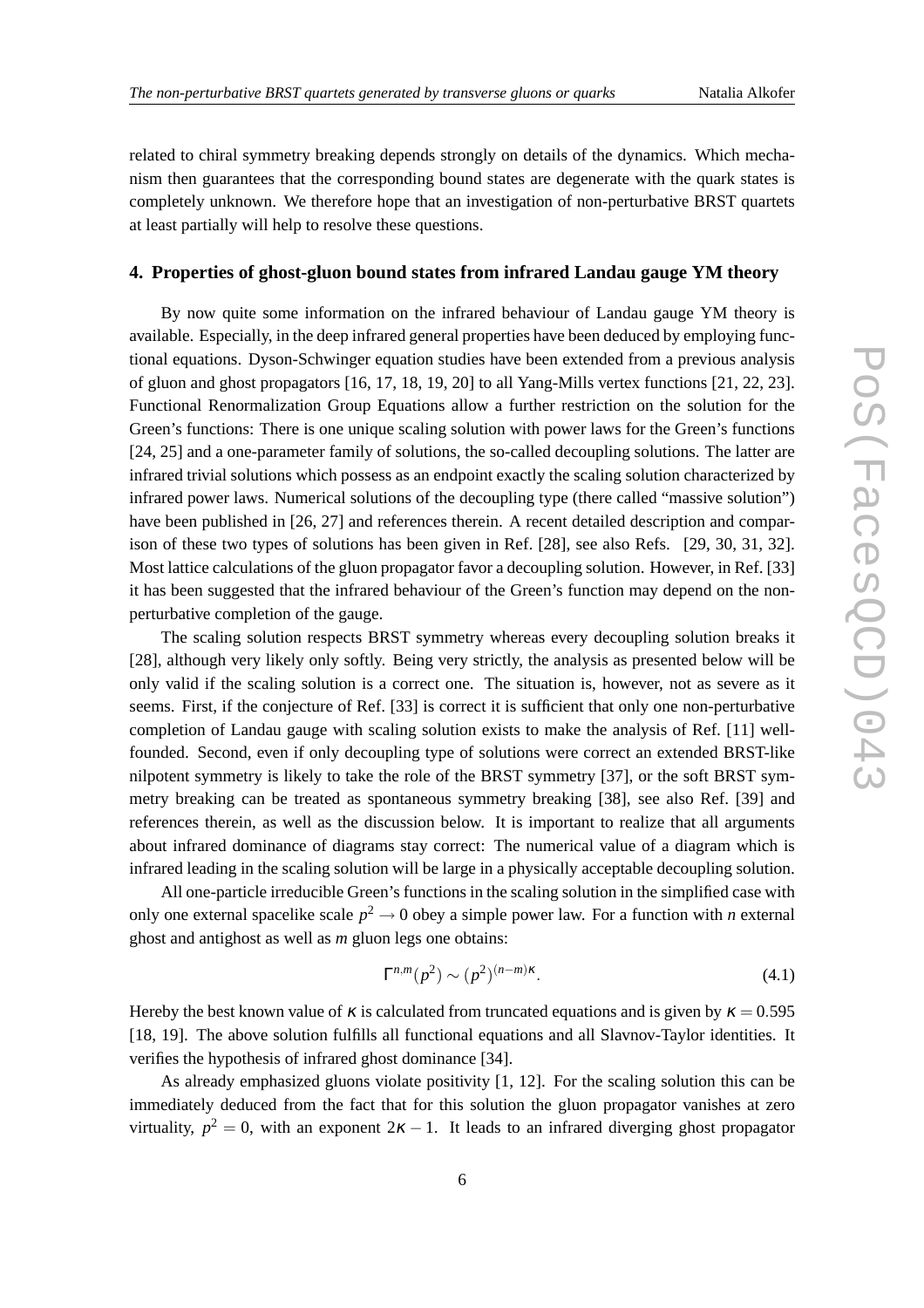related to chiral symmetry breaking depends strongly on details of the dynamics. Which mechanism then guarantees that the corresponding bound states are degenerate with the quark states is completely unknown. We therefore hope that an investigation of non-perturbative BRST quartets at least partially will help to resolve these questions.

## 4. Properties of ghost-gluon bound states from infrared Landau gauge YM theory

By now quite some information on the infrared behaviour of Landau gauge YM theory is available. Especially, in the deep infrared general properties have been deduced by employing functional equations. Dyson-Schwinger equation studies have been extended from a previous analysis of gluon and ghost propagators [16, 17, 18, 19, 20] to all Yang-Mills vertex functions [21, 22, 23]. Functional Renormalization Group Equations allow a further restriction on the solution for the Green's functions: There is one unique scaling solution with power laws for the Green's functions [24, 25] and a one-parameter family of solutions, the so-called decoupling solutions. The latter are infrared trivial solutions which possess as an endpoint exactly the scaling solution characterized by infrared power laws. Numerical solutions of the decoupling type (there called "massive solution") have been published in [26, 27] and references therein. A recent detailed description and comparison of these two types of solutions has been given in Ref. [28], see also Refs. [29, 30, 31, 32]. Most lattice calculations of the gluon propagator favor a decoupling solution. However, in Ref. [33] it has been suggested that the infrared behaviour of the Green's function may depend on the non-perturbative completion of the gauge.

The scaling solution respects BRST symmetry whereas every decoupling solution breaks it [28], although very likely only softly. Being very strictly, the analysis as presented below will be only valid if the scaling solution is a correct one. The situation is, however, not as severe as it seems. First, if the conjecture of Ref. [33] is correct it is sufficient that only one non-perturbative completion of Landau gauge with scaling solution exists to make the analysis of Ref. [11] well-founded. Second, even if only decoupling type of solutions were correct an extended BRST-like nilpotent symmetry is likely to take the role of the BRST symmetry [37], or the soft BRST symmetry breaking can be treated as spontaneous symmetry breaking [38], see also Ref. [39] and references therein, as well as the discussion below. It is important to realize that all arguments about infrared dominance of diagrams stay correct: The numerical value of a diagram which is infrared leading in the scaling solution will be large in a physically acceptable decoupling solution.

All one-particle irreducible Green's functions in the scaling solution in the simplified case with only one external spacelike scale $p^2 \to 0$ obey a simple power law. For a function with $n$ external ghost and antighost as well as $m$ gluon legs one obtains:

$$\Gamma^{n,m}(p^2) \sim (p^2)^{(n-m)\kappa}. \tag{4.1}$$

Hereby the best known value of $\kappa$ is calculated from truncated equations and is given by $\kappa = 0.595$ [18, 19]. The above solution fulfills all functional equations and all Slavnov-Taylor identities. It verifies the hypothesis of infrared ghost dominance [34].

As already emphasized gluons violate positivity [1, 12]. For the scaling solution this can be immediately deduced from the fact that for this solution the gluon propagator vanishes at zero virtuality, $p^2 = 0$, with an exponent $2\kappa - 1$. It leads to an infrared diverging ghost propagator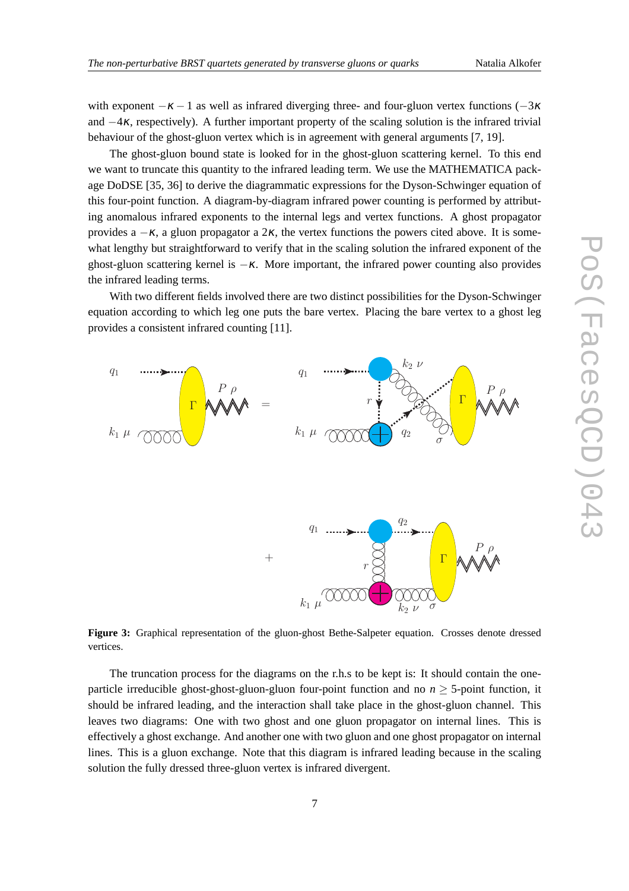with exponent $-\kappa - 1$ as well as infrared diverging three- and four-gluon vertex functions ($-3\kappa$ and $-4\kappa$, respectively). A further important property of the scaling solution is the infrared trivial behaviour of the ghost-gluon vertex which is in agreement with general arguments [7, 19].

The ghost-gluon bound state is looked for in the ghost-gluon scattering kernel. To this end we want to truncate this quantity to the infrared leading term. We use the MATHEMATICA package DoDSE [35, 36] to derive the diagrammatic expressions for the Dyson-Schwinger equation of this four-point function. A diagram-by-diagram infrared power counting is performed by attributing anomalous infrared exponents to the internal legs and vertex functions. A ghost propagator provides a $-\kappa$, a gluon propagator a $2\kappa$, the vertex functions the powers cited above. It is somewhat lengthy but straightforward to verify that in the scaling solution the infrared exponent of the ghost-gluon scattering kernel is $-\kappa$. More important, the infrared power counting also provides the infrared leading terms.

With two different fields involved there are two distinct possibilities for the Dyson-Schwinger equation according to which leg one puts the bare vertex. Placing the bare vertex to a ghost leg provides a consistent infrared counting [11].

**Figure 3:** Graphical representation of the gluon-ghost Bethe-Salpeter equation. Crosses denote dressed vertices.

The truncation process for the diagrams on the r.h.s to be kept is: It should contain the one-particle irreducible ghost-ghost-gluon-gluon four-point function and no $n \geq 5$-point function, it should be infrared leading, and the interaction shall take place in the ghost-gluon channel. This leaves two diagrams: One with two ghost and one gluon propagator on internal lines. This is effectively a ghost exchange. And another one with two gluon and one ghost propagator on internal lines. This is a gluon exchange. Note that this diagram is infrared leading because in the scaling solution the fully dressed three-gluon vertex is infrared divergent.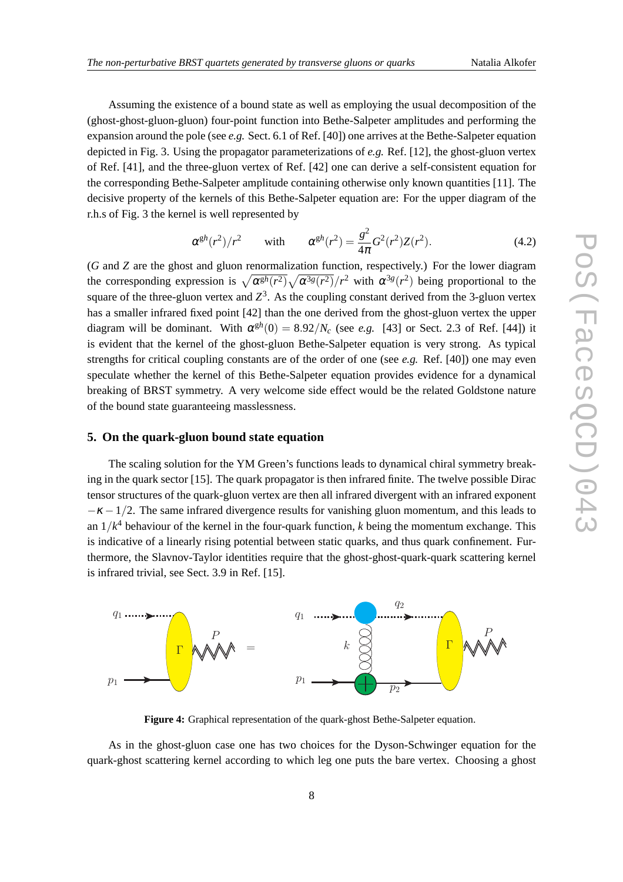Assuming the existence of a bound state as well as employing the usual decomposition of the (ghost-ghost-gluon-gluon) four-point function into Bethe-Salpeter amplitudes and performing the expansion around the pole (see *e.g.* Sect. 6.1 of Ref. [40]) one arrives at the Bethe-Salpeter equation depicted in Fig. 3. Using the propagator parameterizations of *e.g.* Ref. [12], the ghost-gluon vertex of Ref. [41], and the three-gluon vertex of Ref. [42] one can derive a self-consistent equation for the corresponding Bethe-Salpeter amplitude containing otherwise only known quantities [11]. The decisive property of the kernels of this Bethe-Salpeter equation are: For the upper diagram of the r.h.s of Fig. 3 the kernel is well represented by

$$\alpha^{gh}(r^2)/r^2 \qquad \text{with} \qquad \alpha^{gh}(r^2) = \frac{g^2}{4\pi} G^2(r^2) Z(r^2). \tag{4.2}$$

($G$ and $Z$ are the ghost and gluon renormalization function, respectively.) For the lower diagram the corresponding expression is $\sqrt{\alpha^{gh}(r^2)}\sqrt{\alpha^{3g}(r^2)}/r^2$ with $\alpha^{3g}(r^2)$ being proportional to the square of the three-gluon vertex and $Z^3$. As the coupling constant derived from the 3-gluon vertex has a smaller infrared fixed point [42] than the one derived from the ghost-gluon vertex the upper diagram will be dominant. With $\alpha^{gh}(0) = 8.92/N_c$ (see *e.g.* [43] or Sect. 2.3 of Ref. [44]) it is evident that the kernel of the ghost-gluon Bethe-Salpeter equation is very strong. As typical strengths for critical coupling constants are of the order of one (see *e.g.* Ref. [40]) one may even speculate whether the kernel of this Bethe-Salpeter equation provides evidence for a dynamical breaking of BRST symmetry. A very welcome side effect would be the related Goldstone nature of the bound state guaranteeing masslessness.

## 5. On the quark-gluon bound state equation

The scaling solution for the YM Green's functions leads to dynamical chiral symmetry breaking in the quark sector [15]. The quark propagator is then infrared finite. The twelve possible Dirac tensor structures of the quark-gluon vertex are then all infrared divergent with an infrared exponent $-\kappa - 1/2$. The same infrared divergence results for vanishing gluon momentum, and this leads to an $1/k^4$ behaviour of the kernel in the four-quark function, $k$ being the momentum exchange. This is indicative of a linearly rising potential between static quarks, and thus quark confinement. Furthermore, the Slavnov-Taylor identities require that the ghost-ghost-quark-quark scattering kernel is infrared trivial, see Sect. 3.9 in Ref. [15].

**Figure 4:** Graphical representation of the quark-ghost Bethe-Salpeter equation.

As in the ghost-gluon case one has two choices for the Dyson-Schwinger equation for the quark-ghost scattering kernel according to which leg one puts the bare vertex. Choosing a ghost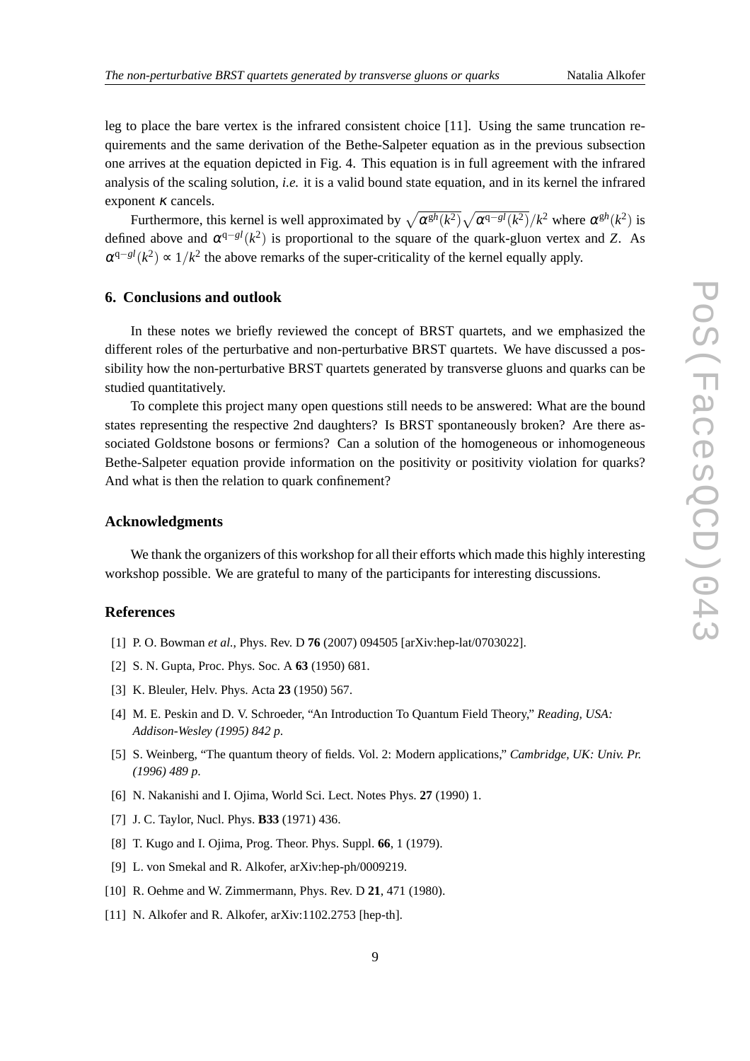leg to place the bare vertex is the infrared consistent choice [11]. Using the same truncation requirements and the same derivation of the Bethe-Salpeter equation as in the previous subsection one arrives at the equation depicted in Fig. 4. This equation is in full agreement with the infrared analysis of the scaling solution, *i.e.* it is a valid bound state equation, and in its kernel the infrared exponent $\kappa$ cancels.

Furthermore, this kernel is well approximated by $\sqrt{\alpha^{gh}(k^2)}\sqrt{\alpha^{q-gl}(k^2)}/k^2$ where $\alpha^{gh}(k^2)$ is defined above and $\alpha^{q-gl}(k^2)$ is proportional to the square of the quark-gluon vertex and $Z$. As $\alpha^{q-gl}(k^2) \propto 1/k^2$ the above remarks of the super-criticality of the kernel equally apply.

## 6. Conclusions and outlook

In these notes we briefly reviewed the concept of BRST quartets, and we emphasized the different roles of the perturbative and non-perturbative BRST quartets. We have discussed a possibility how the non-perturbative BRST quartets generated by transverse gluons and quarks can be studied quantitatively.

To complete this project many open questions still needs to be answered: What are the bound states representing the respective 2nd daughters? Is BRST spontaneously broken? Are there associated Goldstone bosons or fermions? Can a solution of the homogeneous or inhomogeneous Bethe-Salpeter equation provide information on the positivity or positivity violation for quarks? And what is then the relation to quark confinement?

## Acknowledgments

We thank the organizers of this workshop for all their efforts which made this highly interesting workshop possible. We are grateful to many of the participants for interesting discussions.

## References

[1] P. O. Bowman *et al.*, Phys. Rev. D **76** (2007) 094505 [arXiv:hep-lat/0703022].

[2] S. N. Gupta, Proc. Phys. Soc. A **63** (1950) 681.

[3] K. Bleuler, Helv. Phys. Acta **23** (1950) 567.

[4] M. E. Peskin and D. V. Schroeder, "An Introduction To Quantum Field Theory," *Reading, USA: Addison-Wesley (1995) 842 p.*

[5] S. Weinberg, "The quantum theory of fields. Vol. 2: Modern applications," *Cambridge, UK: Univ. Pr. (1996) 489 p.*

[6] N. Nakanishi and I. Ojima, World Sci. Lect. Notes Phys. **27** (1990) 1.

[7] J. C. Taylor, Nucl. Phys. **B33** (1971) 436.

[8] T. Kugo and I. Ojima, Prog. Theor. Phys. Suppl. **66**, 1 (1979).

[9] L. von Smekal and R. Alkofer, arXiv:hep-ph/0009219.

[10] R. Oehme and W. Zimmermann, Phys. Rev. D **21**, 471 (1980).

[11] N. Alkofer and R. Alkofer, arXiv:1102.2753 [hep-th].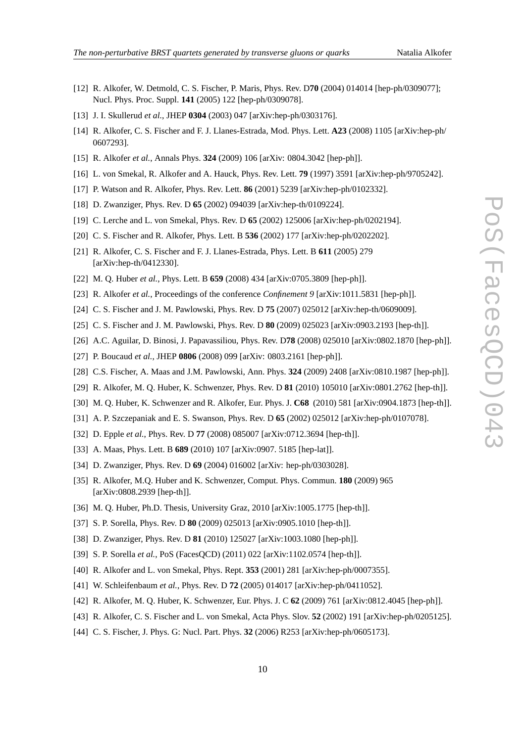[12] R. Alkofer, W. Detmold, C. S. Fischer, P. Maris, Phys. Rev. D**70** (2004) 014014 [hep-ph/0309077]; Nucl. Phys. Proc. Suppl. **141** (2005) 122 [hep-ph/0309078].

[13] J. I. Skullerud *et al.*, JHEP **0304** (2003) 047 [arXiv:hep-ph/0303176].

[14] R. Alkofer, C. S. Fischer and F. J. Llanes-Estrada, Mod. Phys. Lett. **A23** (2008) 1105 [arXiv:hep-ph/ 0607293].

[15] R. Alkofer *et al.*, Annals Phys. **324** (2009) 106 [arXiv: 0804.3042 [hep-ph]].

[16] L. von Smekal, R. Alkofer and A. Hauck, Phys. Rev. Lett. **79** (1997) 3591 [arXiv:hep-ph/9705242].

[17] P. Watson and R. Alkofer, Phys. Rev. Lett. **86** (2001) 5239 [arXiv:hep-ph/0102332].

[18] D. Zwanziger, Phys. Rev. D **65** (2002) 094039 [arXiv:hep-th/0109224].

[19] C. Lerche and L. von Smekal, Phys. Rev. D **65** (2002) 125006 [arXiv:hep-ph/0202194].

[20] C. S. Fischer and R. Alkofer, Phys. Lett. B **536** (2002) 177 [arXiv:hep-ph/0202202].

[21] R. Alkofer, C. S. Fischer and F. J. Llanes-Estrada, Phys. Lett. B **611** (2005) 279 [arXiv:hep-th/0412330].

[22] M. Q. Huber *et al.*, Phys. Lett. B **659** (2008) 434 [arXiv:0705.3809 [hep-ph]].

[23] R. Alkofer *et al.*, Proceedings of the conference *Confinement 9* [arXiv:1011.5831 [hep-ph]].

[24] C. S. Fischer and J. M. Pawlowski, Phys. Rev. D **75** (2007) 025012 [arXiv:hep-th/0609009].

[25] C. S. Fischer and J. M. Pawlowski, Phys. Rev. D **80** (2009) 025023 [arXiv:0903.2193 [hep-th]].

[26] A.C. Aguilar, D. Binosi, J. Papavassiliou, Phys. Rev. D**78** (2008) 025010 [arXiv:0802.1870 [hep-ph]].

[27] P. Boucaud *et al.*, JHEP **0806** (2008) 099 [arXiv: 0803.2161 [hep-ph]].

[28] C.S. Fischer, A. Maas and J.M. Pawlowski, Ann. Phys. **324** (2009) 2408 [arXiv:0810.1987 [hep-ph]].

[29] R. Alkofer, M. Q. Huber, K. Schwenzer, Phys. Rev. D **81** (2010) 105010 [arXiv:0801.2762 [hep-th]].

[30] M. Q. Huber, K. Schwenzer and R. Alkofer, Eur. Phys. J. **C68** (2010) 581 [arXiv:0904.1873 [hep-th]].

[31] A. P. Szczepaniak and E. S. Swanson, Phys. Rev. D **65** (2002) 025012 [arXiv:hep-ph/0107078].

[32] D. Epple *et al.*, Phys. Rev. D **77** (2008) 085007 [arXiv:0712.3694 [hep-th]].

[33] A. Maas, Phys. Lett. B **689** (2010) 107 [arXiv:0907. 5185 [hep-lat]].

[34] D. Zwanziger, Phys. Rev. D **69** (2004) 016002 [arXiv: hep-ph/0303028].

[35] R. Alkofer, M.Q. Huber and K. Schwenzer, Comput. Phys. Commun. **180** (2009) 965 [arXiv:0808.2939 [hep-th]].

[36] M. Q. Huber, Ph.D. Thesis, University Graz, 2010 [arXiv:1005.1775 [hep-th]].

[37] S. P. Sorella, Phys. Rev. D **80** (2009) 025013 [arXiv:0905.1010 [hep-th]].

[38] D. Zwanziger, Phys. Rev. D **81** (2010) 125027 [arXiv:1003.1080 [hep-ph]].

[39] S. P. Sorella *et al.*, PoS (FacesQCD) (2011) 022 [arXiv:1102.0574 [hep-th]].

[40] R. Alkofer and L. von Smekal, Phys. Rept. **353** (2001) 281 [arXiv:hep-ph/0007355].

[41] W. Schleifenbaum *et al.*, Phys. Rev. D **72** (2005) 014017 [arXiv:hep-ph/0411052].

[42] R. Alkofer, M. Q. Huber, K. Schwenzer, Eur. Phys. J. C **62** (2009) 761 [arXiv:0812.4045 [hep-ph]].

[43] R. Alkofer, C. S. Fischer and L. von Smekal, Acta Phys. Slov. **52** (2002) 191 [arXiv:hep-ph/0205125].

[44] C. S. Fischer, J. Phys. G: Nucl. Part. Phys. **32** (2006) R253 [arXiv:hep-ph/0605173].